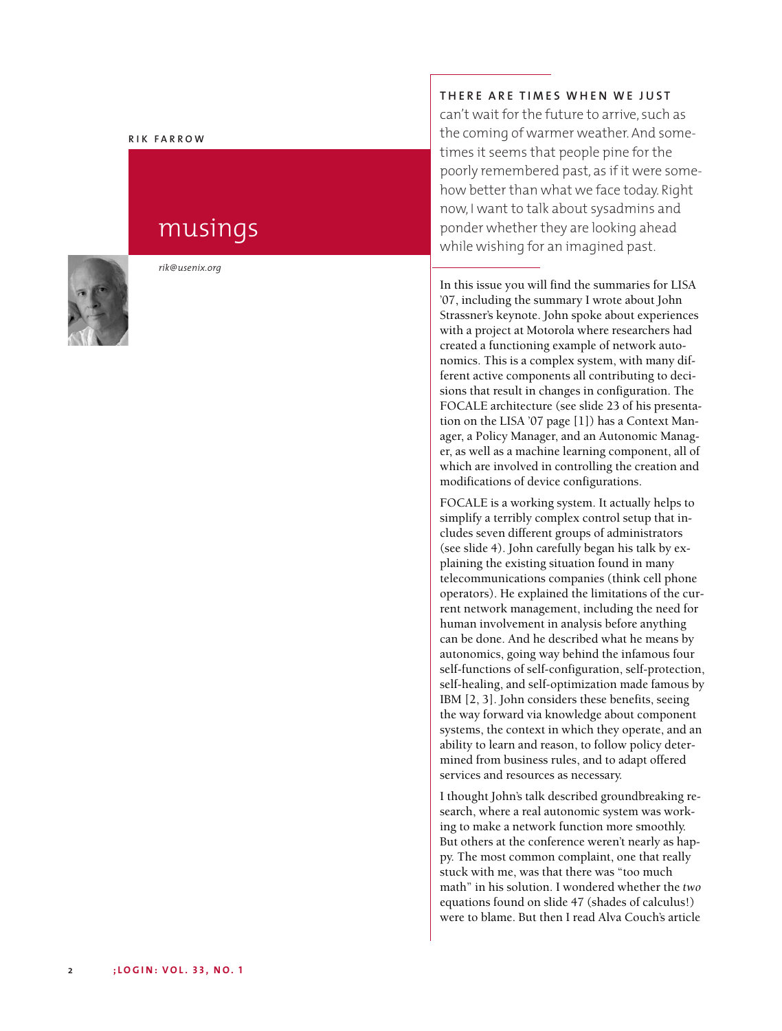**RIK FARROW**

# musings

*rik@usenix.org*

**THERE ARE TIMES WHEN WE JUST** can't wait for the future to arrive, such as the coming of warmer weather. And sometimes it seems that people pine for the poorly remembered past, as if it were somehow better than what we face today. Right now, I want to talk about sysadmins and ponder whether they are looking ahead while wishing for an imagined past.

In this issue you will find the summaries for LISA '07, including the summary I wrote about John Strassner's keynote. John spoke about experiences with a project at Motorola where researchers had created a functioning example of network autonomics. This is a complex system, with many different active components all contributing to decisions that result in changes in configuration. The FOCALE architecture (see slide 23 of his presentation on the LISA '07 page [1]) has a Context Manager, a Policy Manager, and an Autonomic Manager, as well as a machine learning component, all of which are involved in controlling the creation and modifications of device configurations.

FOCALE is a working system. It actually helps to simplify a terribly complex control setup that includes seven different groups of administrators (see slide 4). John carefully began his talk by explaining the existing situation found in many telecommunications companies (think cell phone operators). He explained the limitations of the current network management, including the need for human involvement in analysis before anything can be done. And he described what he means by autonomics, going way behind the infamous four self-functions of self-configuration, self-protection, self-healing, and self-optimization made famous by IBM [2, 3]. John considers these benefits, seeing the way forward via knowledge about component systems, the context in which they operate, and an ability to learn and reason, to follow policy determined from business rules, and to adapt offered services and resources as necessary.

I thought John's talk described groundbreaking research, where a real autonomic system was working to make a network function more smoothly. But others at the conference weren't nearly as happy. The most common complaint, one that really stuck with me, was that there was "too much math" in his solution. I wondered whether the *two* equations found on slide 47 (shades of calculus!) were to blame. But then I read Alva Couch's article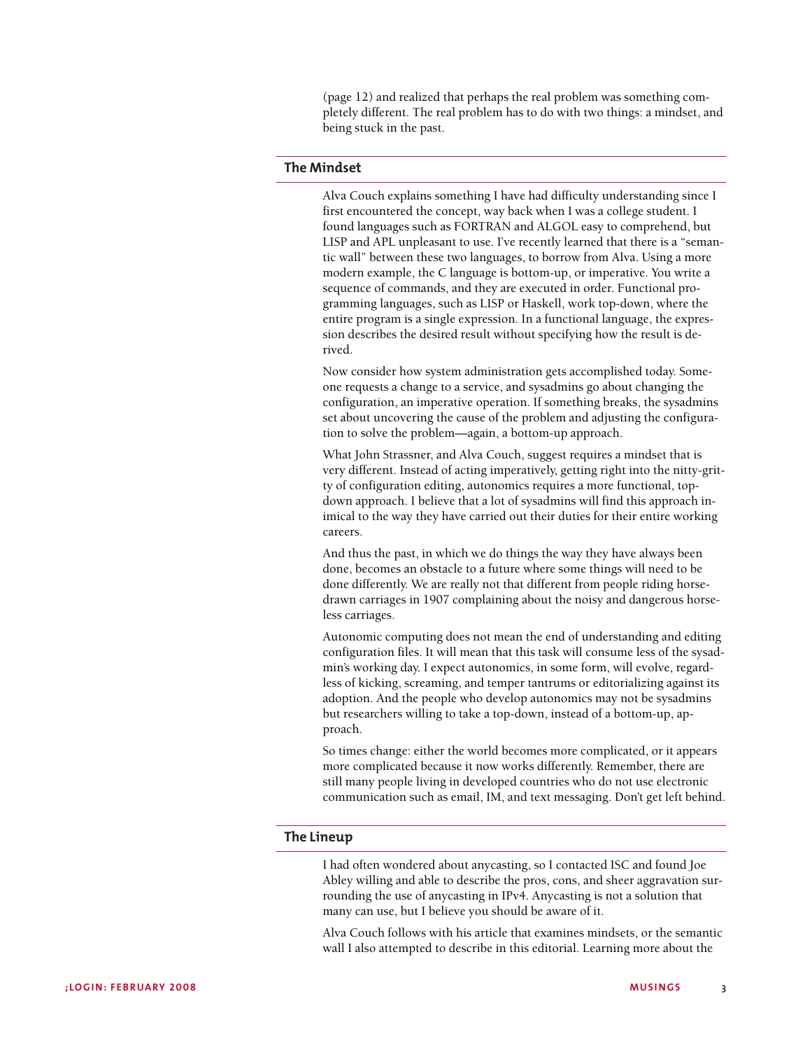(page 12) and realized that perhaps the real problem was something completely different. The real problem has to do with two things: a mindset, and being stuck in the past.

## The Mindset

Alva Couch explains something I have had difficulty understanding since I first encountered the concept, way back when I was a college student. I found languages such as FORTRAN and ALGOL easy to comprehend, but LISP and APL unpleasant to use. I've recently learned that there is a "semantic wall" between these two languages, to borrow from Alva. Using a more modern example, the C language is bottom-up, or imperative. You write a sequence of commands, and they are executed in order. Functional programming languages, such as LISP or Haskell, work top-down, where the entire program is a single expression. In a functional language, the expression describes the desired result without specifying how the result is derived.

Now consider how system administration gets accomplished today. Someone requests a change to a service, and sysadmins go about changing the configuration, an imperative operation. If something breaks, the sysadmins set about uncovering the cause of the problem and adjusting the configuration to solve the problem—again, a bottom-up approach.

What John Strassner, and Alva Couch, suggest requires a mindset that is very different. Instead of acting imperatively, getting right into the nitty-gritty of configuration editing, autonomics requires a more functional, top-down approach. I believe that a lot of sysadmins will find this approach inimical to the way they have carried out their duties for their entire working careers.

And thus the past, in which we do things the way they have always been done, becomes an obstacle to a future where some things will need to be done differently. We are really not that different from people riding horse-drawn carriages in 1907 complaining about the noisy and dangerous horseless carriages.

Autonomic computing does not mean the end of understanding and editing configuration files. It will mean that this task will consume less of the sysadmin's working day. I expect autonomics, in some form, will evolve, regardless of kicking, screaming, and temper tantrums or editorializing against its adoption. And the people who develop autonomics may not be sysadmins but researchers willing to take a top-down, instead of a bottom-up, approach.

So times change: either the world becomes more complicated, or it appears more complicated because it now works differently. Remember, there are still many people living in developed countries who do not use electronic communication such as email, IM, and text messaging. Don't get left behind.

## The Lineup

I had often wondered about anycasting, so I contacted ISC and found Joe Abley willing and able to describe the pros, cons, and sheer aggravation surrounding the use of anycasting in IPv4. Anycasting is not a solution that many can use, but I believe you should be aware of it.

Alva Couch follows with his article that examines mindsets, or the semantic wall I also attempted to describe in this editorial. Learning more about the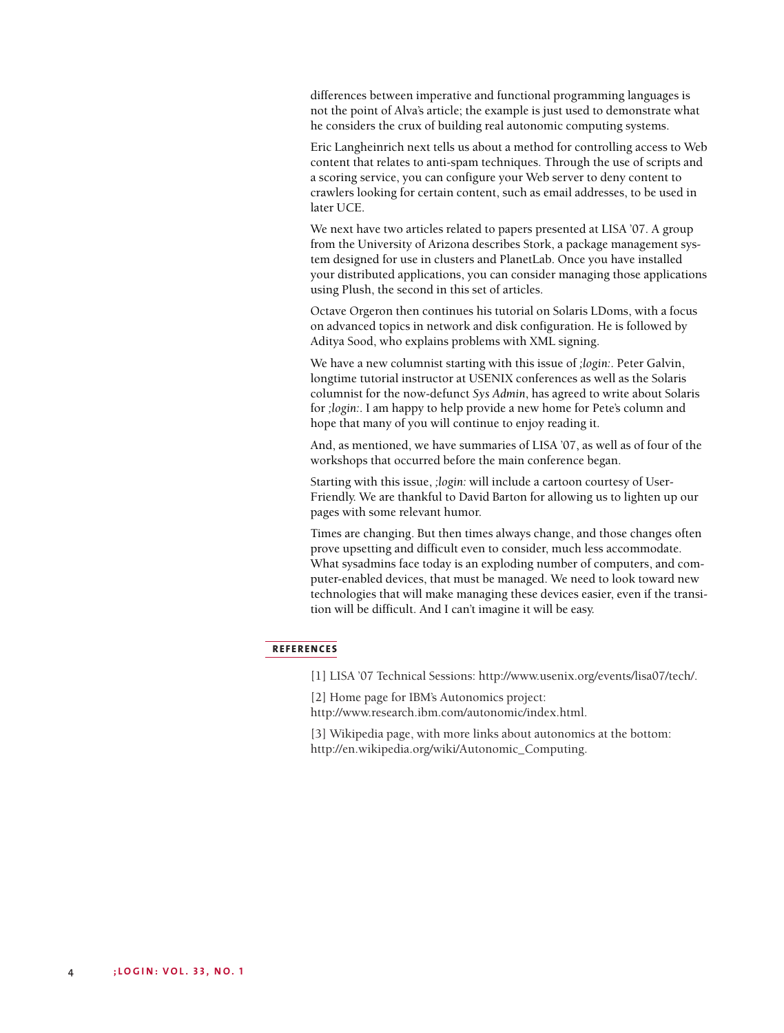differences between imperative and functional programming languages is not the point of Alva's article; the example is just used to demonstrate what he considers the crux of building real autonomic computing systems.

Eric Langheinrich next tells us about a method for controlling access to Web content that relates to anti-spam techniques. Through the use of scripts and a scoring service, you can configure your Web server to deny content to crawlers looking for certain content, such as email addresses, to be used in later UCE.

We next have two articles related to papers presented at LISA '07. A group from the University of Arizona describes Stork, a package management system designed for use in clusters and PlanetLab. Once you have installed your distributed applications, you can consider managing those applications using Plush, the second in this set of articles.

Octave Orgeron then continues his tutorial on Solaris LDoms, with a focus on advanced topics in network and disk configuration. He is followed by Aditya Sood, who explains problems with XML signing.

We have a new columnist starting with this issue of *;login:*. Peter Galvin, longtime tutorial instructor at USENIX conferences as well as the Solaris columnist for the now-defunct *Sys Admin*, has agreed to write about Solaris for *;login:*. I am happy to help provide a new home for Pete's column and hope that many of you will continue to enjoy reading it.

And, as mentioned, we have summaries of LISA '07, as well as of four of the workshops that occurred before the main conference began.

Starting with this issue, *;login:* will include a cartoon courtesy of User-Friendly. We are thankful to David Barton for allowing us to lighten up our pages with some relevant humor.

Times are changing. But then times always change, and those changes often prove upsetting and difficult even to consider, much less accommodate. What sysadmins face today is an exploding number of computers, and computer-enabled devices, that must be managed. We need to look toward new technologies that will make managing these devices easier, even if the transition will be difficult. And I can't imagine it will be easy.

## REFERENCES

[1] LISA '07 Technical Sessions: http://www.usenix.org/events/lisa07/tech/.

[2] Home page for IBM's Autonomics project: http://www.research.ibm.com/autonomic/index.html.

[3] Wikipedia page, with more links about autonomics at the bottom: http://en.wikipedia.org/wiki/Autonomic_Computing.